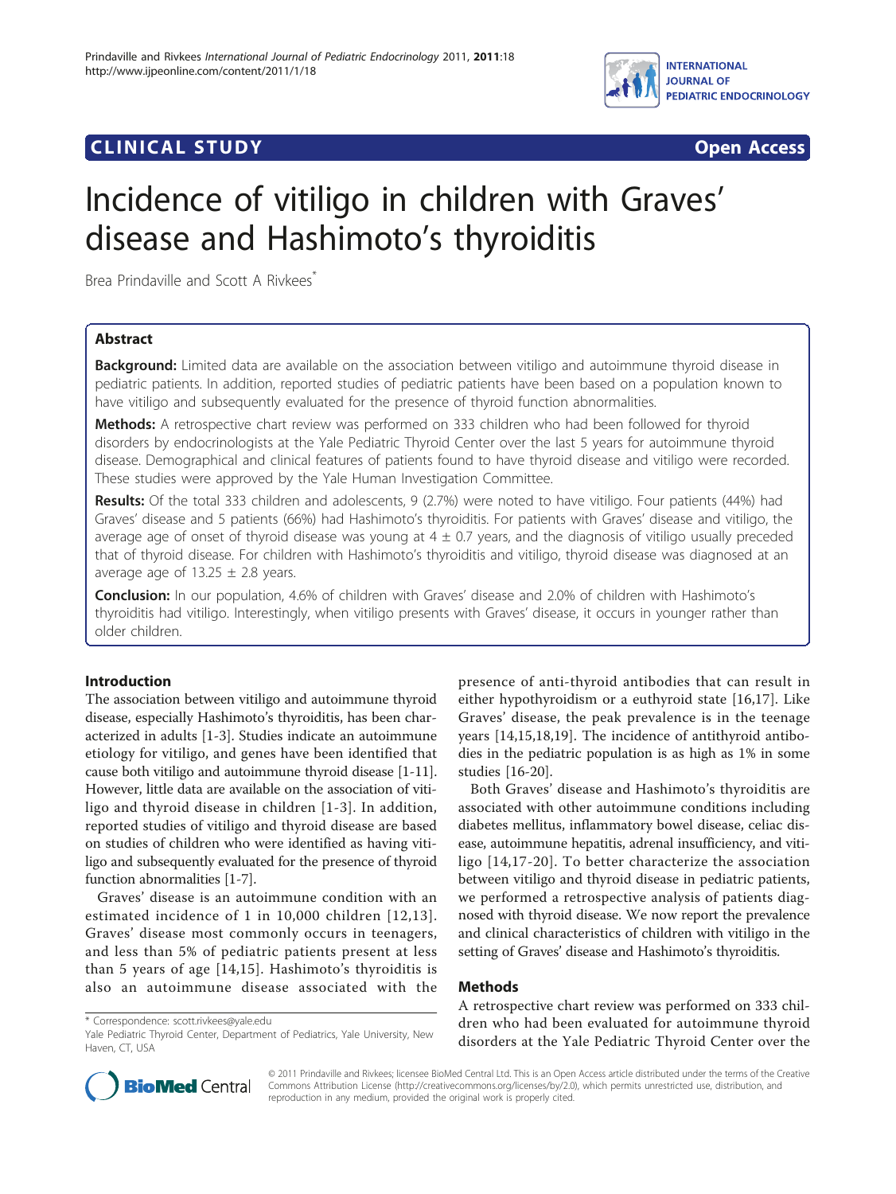CLINICAL STUDY

Open Access

# Incidence of vitiligo in children with Graves' disease and Hashimoto's thyroiditis

Brea Prindaville and Scott A Rivkees*

## Abstract

**Background:** Limited data are available on the association between vitiligo and autoimmune thyroid disease in pediatric patients. In addition, reported studies of pediatric patients have been based on a population known to have vitiligo and subsequently evaluated for the presence of thyroid function abnormalities.

**Methods:** A retrospective chart review was performed on 333 children who had been followed for thyroid disorders by endocrinologists at the Yale Pediatric Thyroid Center over the last 5 years for autoimmune thyroid disease. Demographical and clinical features of patients found to have thyroid disease and vitiligo were recorded. These studies were approved by the Yale Human Investigation Committee.

**Results:** Of the total 333 children and adolescents, 9 (2.7%) were noted to have vitiligo. Four patients (44%) had Graves' disease and 5 patients (66%) had Hashimoto's thyroiditis. For patients with Graves' disease and vitiligo, the average age of onset of thyroid disease was young at 4 ± 0.7 years, and the diagnosis of vitiligo usually preceded that of thyroid disease. For children with Hashimoto's thyroiditis and vitiligo, thyroid disease was diagnosed at an average age of 13.25 ± 2.8 years.

**Conclusion:** In our population, 4.6% of children with Graves' disease and 2.0% of children with Hashimoto's thyroiditis had vitiligo. Interestingly, when vitiligo presents with Graves' disease, it occurs in younger rather than older children.

## Introduction

The association between vitiligo and autoimmune thyroid disease, especially Hashimoto's thyroiditis, has been characterized in adults [1-3]. Studies indicate an autoimmune etiology for vitiligo, and genes have been identified that cause both vitiligo and autoimmune thyroid disease [1-11]. However, little data are available on the association of vitiligo and thyroid disease in children [1-3]. In addition, reported studies of vitiligo and thyroid disease are based on studies of children who were identified as having vitiligo and subsequently evaluated for the presence of thyroid function abnormalities [1-7].

Graves' disease is an autoimmune condition with an estimated incidence of 1 in 10,000 children [12,13]. Graves' disease most commonly occurs in teenagers, and less than 5% of pediatric patients present at less than 5 years of age [14,15]. Hashimoto's thyroiditis is also an autoimmune disease associated with the presence of anti-thyroid antibodies that can result in either hypothyroidism or a euthyroid state [16,17]. Like Graves' disease, the peak prevalence is in the teenage years [14,15,18,19]. The incidence of antithyroid antibodies in the pediatric population is as high as 1% in some studies [16-20].

Both Graves' disease and Hashimoto's thyroiditis are associated with other autoimmune conditions including diabetes mellitus, inflammatory bowel disease, celiac disease, autoimmune hepatitis, adrenal insufficiency, and vitiligo [14,17-20]. To better characterize the association between vitiligo and thyroid disease in pediatric patients, we performed a retrospective analysis of patients diagnosed with thyroid disease. We now report the prevalence and clinical characteristics of children with vitiligo in the setting of Graves' disease and Hashimoto's thyroiditis.

## Methods

A retrospective chart review was performed on 333 children who had been evaluated for autoimmune thyroid disorders at the Yale Pediatric Thyroid Center over the

\* Correspondence: scott.rivkees@yale.edu
Yale Pediatric Thyroid Center, Department of Pediatrics, Yale University, New Haven, CT, USA

© 2011 Prindaville and Rivkees; licensee BioMed Central Ltd. This is an Open Access article distributed under the terms of the Creative Commons Attribution License (http://creativecommons.org/licenses/by/2.0), which permits unrestricted use, distribution, and reproduction in any medium, provided the original work is properly cited.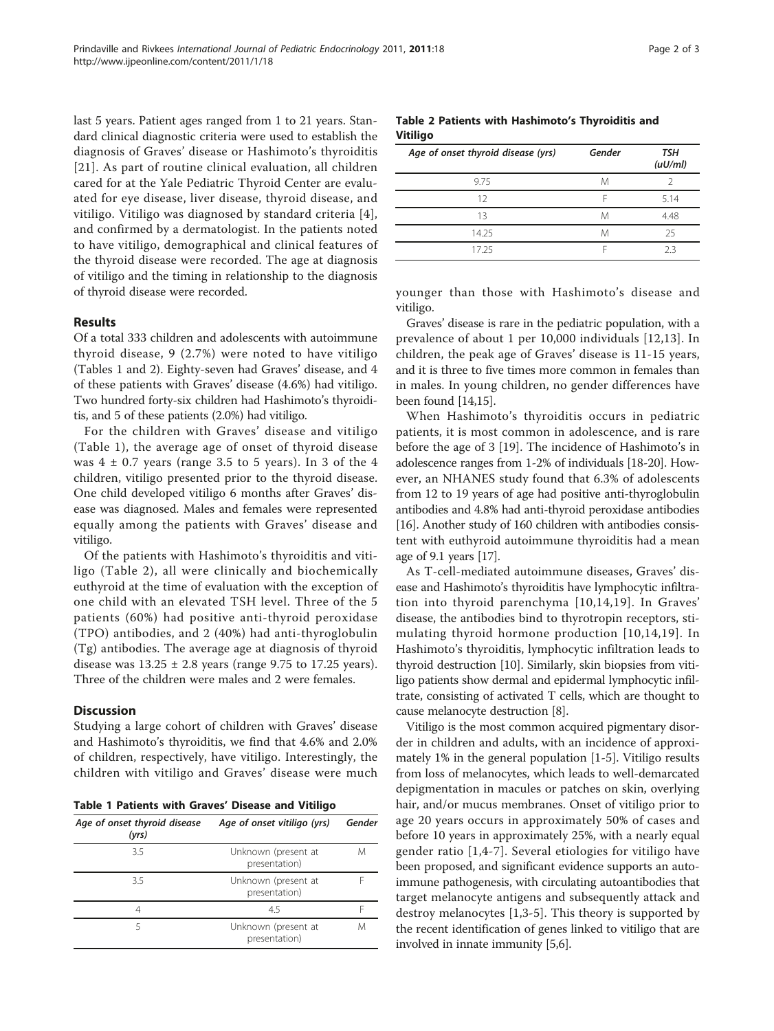last 5 years. Patient ages ranged from 1 to 21 years. Standard clinical diagnostic criteria were used to establish the diagnosis of Graves' disease or Hashimoto's thyroiditis [21]. As part of routine clinical evaluation, all children cared for at the Yale Pediatric Thyroid Center are evaluated for eye disease, liver disease, thyroid disease, and vitiligo. Vitiligo was diagnosed by standard criteria [4], and confirmed by a dermatologist. In the patients noted to have vitiligo, demographical and clinical features of the thyroid disease were recorded. The age at diagnosis of vitiligo and the timing in relationship to the diagnosis of thyroid disease were recorded.

## Results

Of a total 333 children and adolescents with autoimmune thyroid disease, 9 (2.7%) were noted to have vitiligo (Tables 1 and 2). Eighty-seven had Graves' disease, and 4 of these patients with Graves' disease (4.6%) had vitiligo. Two hundred forty-six children had Hashimoto's thyroiditis, and 5 of these patients (2.0%) had vitiligo.

For the children with Graves' disease and vitiligo (Table 1), the average age of onset of thyroid disease was $4 \pm 0.7$ years (range 3.5 to 5 years). In 3 of the 4 children, vitiligo presented prior to the thyroid disease. One child developed vitiligo 6 months after Graves' disease was diagnosed. Males and females were represented equally among the patients with Graves' disease and vitiligo.

Of the patients with Hashimoto's thyroiditis and vitiligo (Table 2), all were clinically and biochemically euthyroid at the time of evaluation with the exception of one child with an elevated TSH level. Three of the 5 patients (60%) had positive anti-thyroid peroxidase (TPO) antibodies, and 2 (40%) had anti-thyroglobulin (Tg) antibodies. The average age at diagnosis of thyroid disease was $13.25 \pm 2.8$ years (range 9.75 to 17.25 years). Three of the children were males and 2 were females.

## Discussion

Studying a large cohort of children with Graves' disease and Hashimoto's thyroiditis, we find that 4.6% and 2.0% of children, respectively, have vitiligo. Interestingly, the children with vitiligo and Graves' disease were much younger than those with Hashimoto's disease and vitiligo.

**Table 1 Patients with Graves' Disease and Vitiligo**

| *Age of onset thyroid disease (yrs)* | *Age of onset vitiligo (yrs)* | *Gender* |
|---|---|---|
| 3.5 | Unknown (present at presentation) | M |
| 3.5 | Unknown (present at presentation) | F |
| 4 | 4.5 | F |
| 5 | Unknown (present at presentation) | M |

**Table 2 Patients with Hashimoto's Thyroiditis and Vitiligo**

| *Age of onset thyroid disease (yrs)* | *Gender* | *TSH (uU/ml)* |
|---|---|---|
| 9.75 | M | 2 |
| 12 | F | 5.14 |
| 13 | M | 4.48 |
| 14.25 | M | 25 |
| 17.25 | F | 2.3 |

Graves' disease is rare in the pediatric population, with a prevalence of about 1 per 10,000 individuals [12,13]. In children, the peak age of Graves' disease is 11-15 years, and it is three to five times more common in females than in males. In young children, no gender differences have been found [14,15].

When Hashimoto's thyroiditis occurs in pediatric patients, it is most common in adolescence, and is rare before the age of 3 [19]. The incidence of Hashimoto's in adolescence ranges from 1-2% of individuals [18-20]. However, an NHANES study found that 6.3% of adolescents from 12 to 19 years of age had positive anti-thyroglobulin antibodies and 4.8% had anti-thyroid peroxidase antibodies [16]. Another study of 160 children with antibodies consistent with euthyroid autoimmune thyroiditis had a mean age of 9.1 years [17].

As T-cell-mediated autoimmune diseases, Graves' disease and Hashimoto's thyroiditis have lymphocytic infiltration into thyroid parenchyma [10,14,19]. In Graves' disease, the antibodies bind to thyrotropin receptors, stimulating thyroid hormone production [10,14,19]. In Hashimoto's thyroiditis, lymphocytic infiltration leads to thyroid destruction [10]. Similarly, skin biopsies from vitiligo patients show dermal and epidermal lymphocytic infiltrate, consisting of activated T cells, which are thought to cause melanocyte destruction [8].

Vitiligo is the most common acquired pigmentary disorder in children and adults, with an incidence of approximately 1% in the general population [1-5]. Vitiligo results from loss of melanocytes, which leads to well-demarcated depigmentation in macules or patches on skin, overlying hair, and/or mucus membranes. Onset of vitiligo prior to age 20 years occurs in approximately 50% of cases and before 10 years in approximately 25%, with a nearly equal gender ratio [1,4-7]. Several etiologies for vitiligo have been proposed, and significant evidence supports an autoimmune pathogenesis, with circulating autoantibodies that target melanocyte antigens and subsequently attack and destroy melanocytes [1,3-5]. This theory is supported by the recent identification of genes linked to vitiligo that are involved in innate immunity [5,6].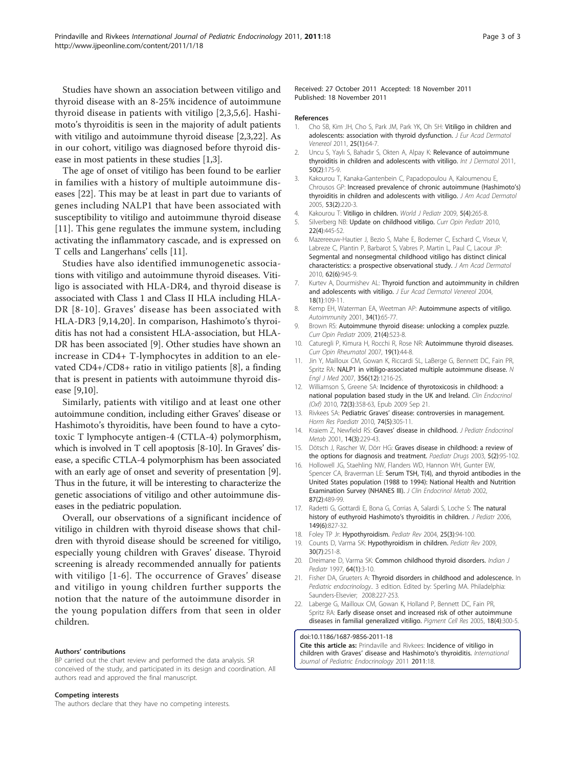Studies have shown an association between vitiligo and thyroid disease with an 8-25% incidence of autoimmune thyroid disease in patients with vitiligo [2,3,5,6]. Hashimoto's thyroiditis is seen in the majority of adult patients with vitiligo and autoimmune thyroid disease [2,3,22]. As in our cohort, vitiligo was diagnosed before thyroid disease in most patients in these studies [1,3].

The age of onset of vitiligo has been found to be earlier in families with a history of multiple autoimmune diseases [22]. This may be at least in part due to variants of genes including NALP1 that have been associated with susceptibility to vitiligo and autoimmune thyroid disease [11]. This gene regulates the immune system, including activating the inflammatory cascade, and is expressed on T cells and Langerhans' cells [11].

Studies have also identified immunogenetic associations with vitiligo and autoimmune thyroid diseases. Vitiligo is associated with HLA-DR4, and thyroid disease is associated with Class 1 and Class II HLA including HLA-DR [8-10]. Graves' disease has been associated with HLA-DR3 [9,14,20]. In comparison, Hashimoto's thyroiditis has not had a consistent HLA-association, but HLA-DR has been associated [9]. Other studies have shown an increase in CD4+ T-lymphocytes in addition to an elevated CD4+/CD8+ ratio in vitiligo patients [8], a finding that is present in patients with autoimmune thyroid disease [9,10].

Similarly, patients with vitiligo and at least one other autoimmune condition, including either Graves' disease or Hashimoto's thyroiditis, have been found to have a cytotoxic T lymphocyte antigen-4 (CTLA-4) polymorphism, which is involved in T cell apoptosis [8-10]. In Graves' disease, a specific CTLA-4 polymorphism has been associated with an early age of onset and severity of presentation [9]. Thus in the future, it will be interesting to characterize the genetic associations of vitiligo and other autoimmune diseases in the pediatric population.

Overall, our observations of a significant incidence of vitiligo in children with thyroid disease shows that children with thyroid disease should be screened for vitiligo, especially young children with Graves' disease. Thyroid screening is already recommended annually for patients with vitiligo [1-6]. The occurrence of Graves' disease and vitiligo in young children further supports the notion that the nature of the autoimmune disorder in the young population differs from that seen in older children.

#### Authors' contributions

BP carried out the chart review and performed the data analysis. SR conceived of the study, and participated in its design and coordination. All authors read and approved the final manuscript.

#### Competing interests

The authors declare that they have no competing interests.

Received: 27 October 2011 Accepted: 18 November 2011
Published: 18 November 2011

#### References

1. Cho SB, Kim JH, Cho S, Park JM, Park YK, Oh SH: **Vitiligo in children and adolescents: association with thyroid dysfunction.** *J Eur Acad Dermatol Venereol* 2011, **25(1)**:64-7.
2. Uncu S, Yaylı S, Bahadır S, Okten A, Alpay K: **Relevance of autoimmune thyroiditis in children and adolescents with vitiligo.** *Int J Dermatol* 2011, **50(2)**:175-9.
3. Kakourou T, Kanaka-Gantenbein C, Papadopoulou A, Kaloumenou E, Chrousos GP: **Increased prevalence of chronic autoimmune (Hashimoto's) thyroiditis in children and adolescents with vitiligo.** *J Am Acad Dermatol* 2005, **53(2)**:220-3.
4. Kakourou T: **Vitiligo in children.** *World J Pediatr* 2009, **5(4)**:265-8.
5. Silverberg NB: **Update on childhood vitiligo.** *Curr Opin Pediatr* 2010, **22(4)**:445-52.
6. Mazereeuw-Hautier J, Bezio S, Mahe E, Bodemer C, Eschard C, Viseux V, Labreze C, Plantin P, Barbarot S, Vabres P, Martin L, Paul C, Lacour JP: **Segmental and nonsegmental childhood vitiligo has distinct clinical characteristics: a prospective observational study.** *J Am Acad Dermatol* 2010, **62(6)**:945-9.
7. Kurtev A, Dourmishev AL: **Thyroid function and autoimmunity in children and adolescents with vitiligo.** *J Eur Acad Dermatol Venereol* 2004, **18(1)**:109-11.
8. Kemp EH, Waterman EA, Weetman AP: **Autoimmune aspects of vitiligo.** *Autoimmunity* 2001, **34(1)**:65-77.
9. Brown RS: **Autoimmune thyroid disease: unlocking a complex puzzle.** *Curr Opin Pediatr* 2009, **21(4)**:523-8.
10. Caturegli P, Kimura H, Rocchi R, Rose NR: **Autoimmune thyroid diseases.** *Curr Opin Rheumatol* 2007, **19(1)**:44-8.
11. Jin Y, Mailloux CM, Gowan K, Riccardi SL, LaBerge G, Bennett DC, Fain PR, Spritz RA: **NALP1 in vitiligo-associated multiple autoimmune disease.** *N Engl J Med* 2007, **356(12)**:1216-25.
12. Williamson S, Greene SA: **Incidence of thyrotoxicosis in childhood: a national population based study in the UK and Ireland.** *Clin Endocrinol (Oxf)* 2010, **72(3)**:358-63, Epub 2009 Sep 21.
13. Rivkees SA: **Pediatric Graves' disease: controversies in management.** *Horm Res Paediatr* 2010, **74(5)**:305-11.
14. Kraiem Z, Newfield RS: **Graves' disease in childhood.** *J Pediatr Endocrinol Metab* 2001, **14(3)**:229-43.
15. Dötsch J, Rascher W, Dörr HG: **Graves disease in childhood: a review of the options for diagnosis and treatment.** *Paediatr Drugs* 2003, **5(2)**:95-102.
16. Hollowell JG, Staehling NW, Flanders WD, Hannon WH, Gunter EW, Spencer CA, Braverman LE: **Serum TSH, T(4), and thyroid antibodies in the United States population (1988 to 1994): National Health and Nutrition Examination Survey (NHANES III).** *J Clin Endocrinol Metab* 2002, **87(2)**:489-99.
17. Radetti G, Gottardi E, Bona G, Corrias A, Salardi S, Loche S: **The natural history of euthyroid Hashimoto's thyroiditis in children.** *J Pediatr* 2006, **149(6)**:827-32.
18. Foley TP Jr: **Hypothyroidism.** *Pediatr Rev* 2004, **25(3)**:94-100.
19. Counts D, Varma SK: **Hypothyroidism in children.** *Pediatr Rev* 2009, **30(7)**:251-8.
20. Dreimane D, Varma SK: **Common childhood thyroid disorders.** *Indian J Pediatr* 1997, **64(1)**:3-10.
21. Fisher DA, Grueters A: **Thyroid disorders in childhood and adolescence.** In *Pediatric endocrinology.*. 3 edition. Edited by: Sperling MA. Philadelphia: Saunders-Elsevier; 2008:227-253.
22. Laberge G, Mailloux CM, Gowan K, Holland P, Bennett DC, Fain PR, Spritz RA: **Early disease onset and increased risk of other autoimmune diseases in familial generalized vitiligo.** *Pigment Cell Res* 2005, **18(4)**:300-5.

doi:10.1186/1687-9856-2011-18

**Cite this article as:** Prindaville and Rivkees: Incidence of vitiligo in children with Graves' disease and Hashimoto's thyroiditis. *International Journal of Pediatric Endocrinology* 2011 **2011**:18.